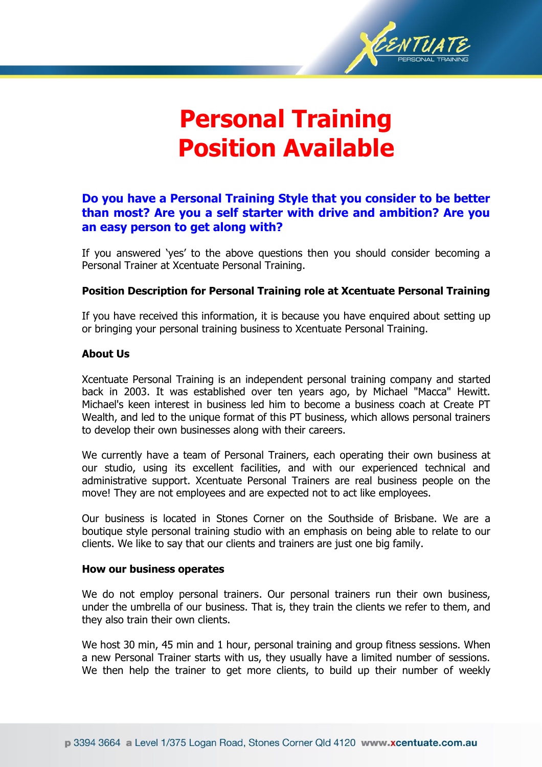# Personal Training Position Available

**Do you have a Personal Training Style that you consider to be better than most? Are you a self starter with drive and ambition? Are you an easy person to get along with?**

If you answered 'yes' to the above questions then you should consider becoming a Personal Trainer at Xcentuate Personal Training.

**Position Description for Personal Training role at Xcentuate Personal Training**

If you have received this information, it is because you have enquired about setting up or bringing your personal training business to Xcentuate Personal Training.

**About Us**

Xcentuate Personal Training is an independent personal training company and started back in 2003. It was established over ten years ago, by Michael "Macca" Hewitt. Michael's keen interest in business led him to become a business coach at Create PT Wealth, and led to the unique format of this PT business, which allows personal trainers to develop their own businesses along with their careers.

We currently have a team of Personal Trainers, each operating their own business at our studio, using its excellent facilities, and with our experienced technical and administrative support. Xcentuate Personal Trainers are real business people on the move! They are not employees and are expected not to act like employees.

Our business is located in Stones Corner on the Southside of Brisbane. We are a boutique style personal training studio with an emphasis on being able to relate to our clients. We like to say that our clients and trainers are just one big family.

**How our business operates**

We do not employ personal trainers. Our personal trainers run their own business, under the umbrella of our business. That is, they train the clients we refer to them, and they also train their own clients.

We host 30 min, 45 min and 1 hour, personal training and group fitness sessions. When a new Personal Trainer starts with us, they usually have a limited number of sessions. We then help the trainer to get more clients, to build up their number of weekly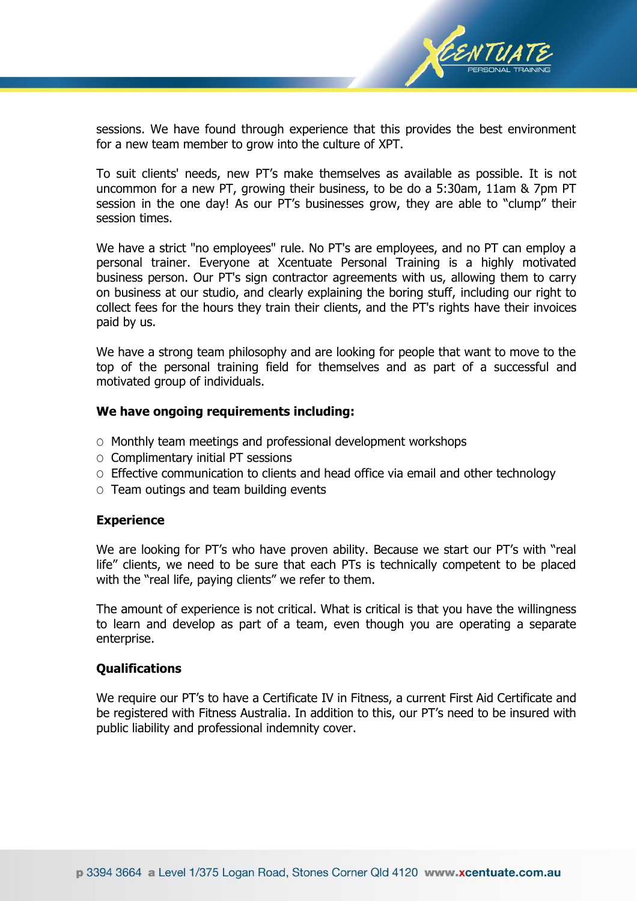sessions. We have found through experience that this provides the best environment for a new team member to grow into the culture of XPT.

To suit clients' needs, new PT's make themselves as available as possible. It is not uncommon for a new PT, growing their business, to be do a 5:30am, 11am & 7pm PT session in the one day! As our PT's businesses grow, they are able to "clump" their session times.

We have a strict "no employees" rule. No PT's are employees, and no PT can employ a personal trainer. Everyone at Xcentuate Personal Training is a highly motivated business person. Our PT's sign contractor agreements with us, allowing them to carry on business at our studio, and clearly explaining the boring stuff, including our right to collect fees for the hours they train their clients, and the PT's rights have their invoices paid by us.

We have a strong team philosophy and are looking for people that want to move to the top of the personal training field for themselves and as part of a successful and motivated group of individuals.

**We have ongoing requirements including:**

- Monthly team meetings and professional development workshops
- Complimentary initial PT sessions
- Effective communication to clients and head office via email and other technology
- Team outings and team building events

**Experience**

We are looking for PT's who have proven ability. Because we start our PT's with "real life" clients, we need to be sure that each PTs is technically competent to be placed with the "real life, paying clients" we refer to them.

The amount of experience is not critical. What is critical is that you have the willingness to learn and develop as part of a team, even though you are operating a separate enterprise.

**Qualifications**

We require our PT's to have a Certificate IV in Fitness, a current First Aid Certificate and be registered with Fitness Australia. In addition to this, our PT's need to be insured with public liability and professional indemnity cover.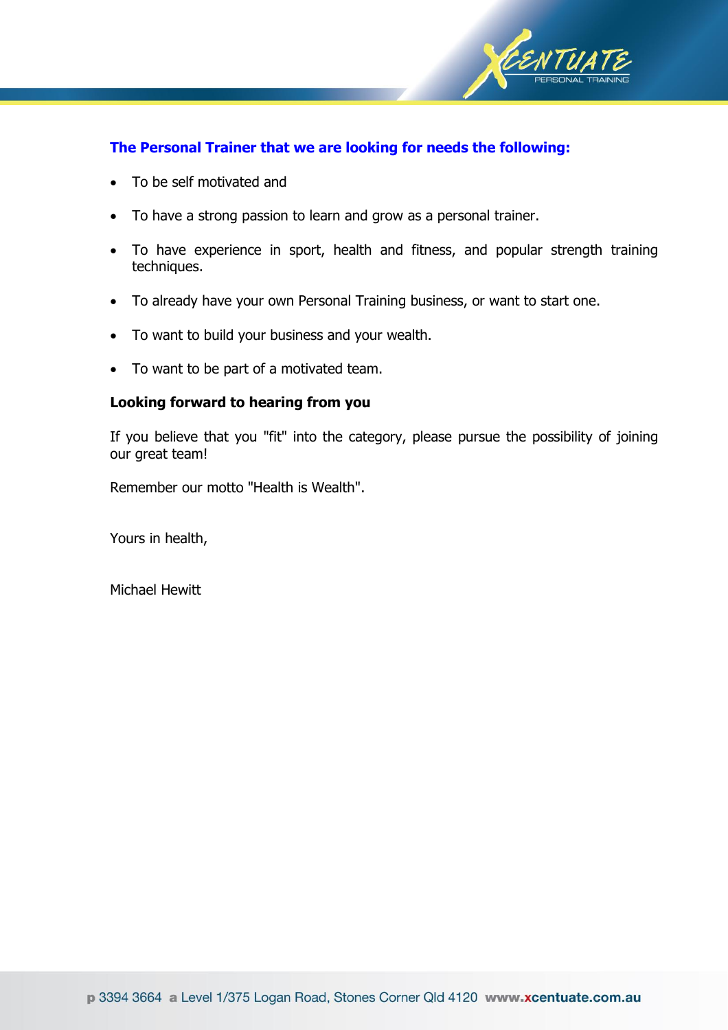## The Personal Trainer that we are looking for needs the following:

- To be self motivated and
- To have a strong passion to learn and grow as a personal trainer.
- To have experience in sport, health and fitness, and popular strength training techniques.
- To already have your own Personal Training business, or want to start one.
- To want to build your business and your wealth.
- To want to be part of a motivated team.

**Looking forward to hearing from you**

If you believe that you "fit" into the category, please pursue the possibility of joining our great team!

Remember our motto "Health is Wealth".

Yours in health,

Michael Hewitt